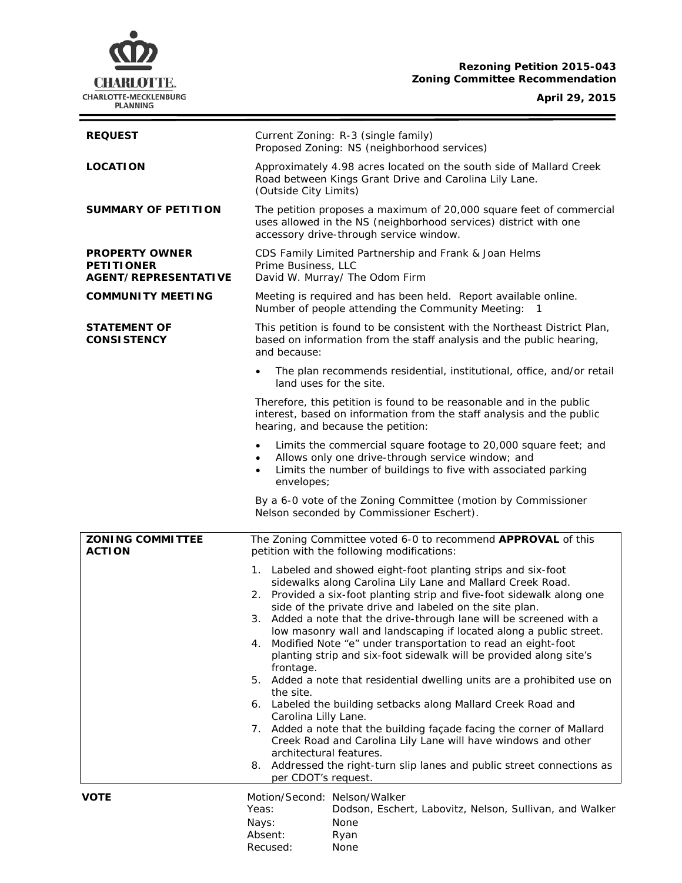**Rezoning Petition 2015-043**
**Zoning Committee Recommendation**

**April 29, 2015**

| | |
|---|---|
| **REQUEST** | Current Zoning: R-3 (single family)<br>Proposed Zoning: NS (neighborhood services) |
| **LOCATION** | Approximately 4.98 acres located on the south side of Mallard Creek Road between Kings Grant Drive and Carolina Lily Lane.<br>(Outside City Limits) |
| **SUMMARY OF PETITION** | The petition proposes a maximum of 20,000 square feet of commercial uses allowed in the NS (neighborhood services) district with one accessory drive-through service window. |
| **PROPERTY OWNER**<br>**PETITIONER**<br>**AGENT/REPRESENTATIVE** | CDS Family Limited Partnership and Frank & Joan Helms<br>Prime Business, LLC<br>David W. Murray/ The Odom Firm |
| **COMMUNITY MEETING** | Meeting is required and has been held. Report available online.<br>Number of people attending the Community Meeting: 1 |
| **STATEMENT OF CONSISTENCY** | This petition is found to be consistent with the Northeast District Plan, based on information from the staff analysis and the public hearing, and because:<br>• The plan recommends residential, institutional, office, and/or retail land uses for the site.<br>Therefore, this petition is found to be reasonable and in the public interest, based on information from the staff analysis and the public hearing, and because the petition:<br>• Limits the commercial square footage to 20,000 square feet; and<br>• Allows only one drive-through service window; and<br>• Limits the number of buildings to five with associated parking envelopes;<br>By a 6-0 vote of the Zoning Committee (motion by Commissioner Nelson seconded by Commissioner Eschert). |
| **ZONING COMMITTEE ACTION** | The Zoning Committee voted 6-0 to recommend **APPROVAL** of this petition with the following modifications:<br>1. Labeled and showed eight-foot planting strips and six-foot sidewalks along Carolina Lily Lane and Mallard Creek Road.<br>2. Provided a six-foot planting strip and five-foot sidewalk along one side of the private drive and labeled on the site plan.<br>3. Added a note that the drive-through lane will be screened with a low masonry wall and landscaping if located along a public street.<br>4. Modified Note "e" under transportation to read an eight-foot planting strip and six-foot sidewalk will be provided along site's frontage.<br>5. Added a note that residential dwelling units are a prohibited use on the site.<br>6. Labeled the building setbacks along Mallard Creek Road and Carolina Lilly Lane.<br>7. Added a note that the building façade facing the corner of Mallard Creek Road and Carolina Lily Lane will have windows and other architectural features.<br>8. Addressed the right-turn slip lanes and public street connections as per CDOT's request. |
| **VOTE** | Motion/Second: Nelson/Walker<br>Yeas: Dodson, Eschert, Labovitz, Nelson, Sullivan, and Walker<br>Nays: None<br>Absent: Ryan<br>Recused: None |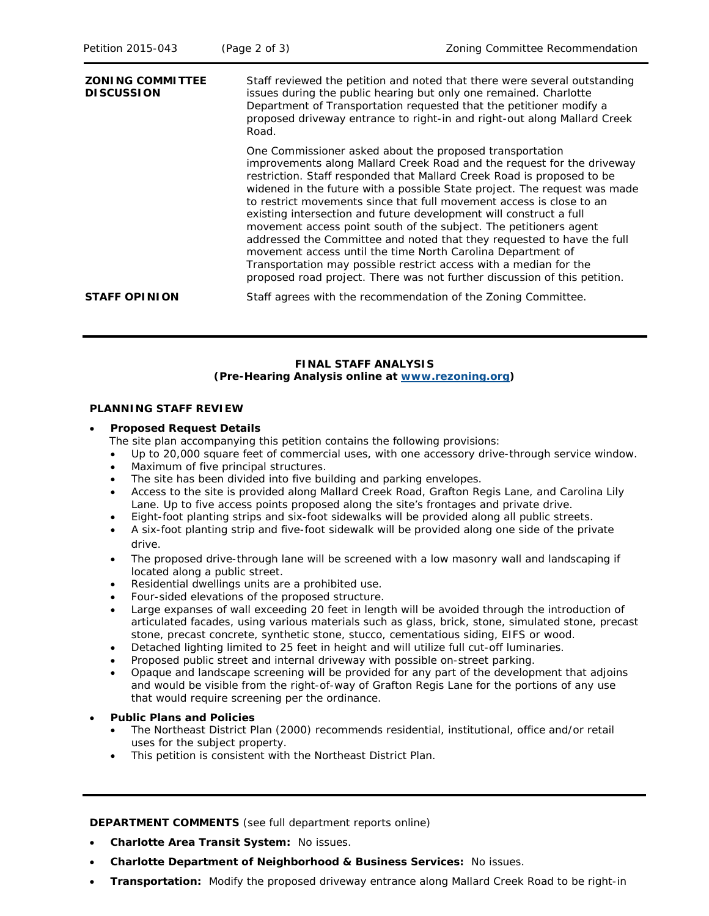| | |
|---|---|
| **ZONING COMMITTEE DISCUSSION** | Staff reviewed the petition and noted that there were several outstanding issues during the public hearing but only one remained. Charlotte Department of Transportation requested that the petitioner modify a proposed driveway entrance to right-in and right-out along Mallard Creek Road.<br><br>One Commissioner asked about the proposed transportation improvements along Mallard Creek Road and the request for the driveway restriction. Staff responded that Mallard Creek Road is proposed to be widened in the future with a possible State project. The request was made to restrict movements since that full movement access is close to an existing intersection and future development will construct a full movement access point south of the subject. The petitioners agent addressed the Committee and noted that they requested to have the full movement access until the time North Carolina Department of Transportation may possible restrict access with a median for the proposed road project. There was not further discussion of this petition. |
| **STAFF OPINION** | Staff agrees with the recommendation of the Zoning Committee. |

**FINAL STAFF ANALYSIS**
**(Pre-Hearing Analysis online at [www.rezoning.org](www.rezoning.org))**

**PLANNING STAFF REVIEW**

- **Proposed Request Details**
  The site plan accompanying this petition contains the following provisions:
  - Up to 20,000 square feet of commercial uses, with one accessory drive-through service window.
  - Maximum of five principal structures.
  - The site has been divided into five building and parking envelopes.
  - Access to the site is provided along Mallard Creek Road, Grafton Regis Lane, and Carolina Lily Lane. Up to five access points proposed along the site's frontages and private drive.
  - Eight-foot planting strips and six-foot sidewalks will be provided along all public streets.
  - A six-foot planting strip and five-foot sidewalk will be provided along one side of the private drive.
  - The proposed drive-through lane will be screened with a low masonry wall and landscaping if located along a public street.
  - Residential dwellings units are a prohibited use.
  - Four-sided elevations of the proposed structure.
  - Large expanses of wall exceeding 20 feet in length will be avoided through the introduction of articulated facades, using various materials such as glass, brick, stone, simulated stone, precast stone, precast concrete, synthetic stone, stucco, cementatious siding, EIFS or wood.
  - Detached lighting limited to 25 feet in height and will utilize full cut-off luminaries.
  - Proposed public street and internal driveway with possible on-street parking.
  - Opaque and landscape screening will be provided for any part of the development that adjoins and would be visible from the right-of-way of Grafton Regis Lane for the portions of any use that would require screening per the ordinance.

- **Public Plans and Policies**
  - The Northeast District Plan (2000) recommends residential, institutional, office and/or retail uses for the subject property.
  - This petition is consistent with the Northeast District Plan.

**DEPARTMENT COMMENTS** (see full department reports online)

- **Charlotte Area Transit System:** No issues.
- **Charlotte Department of Neighborhood & Business Services:** No issues.
- **Transportation:** Modify the proposed driveway entrance along Mallard Creek Road to be right-in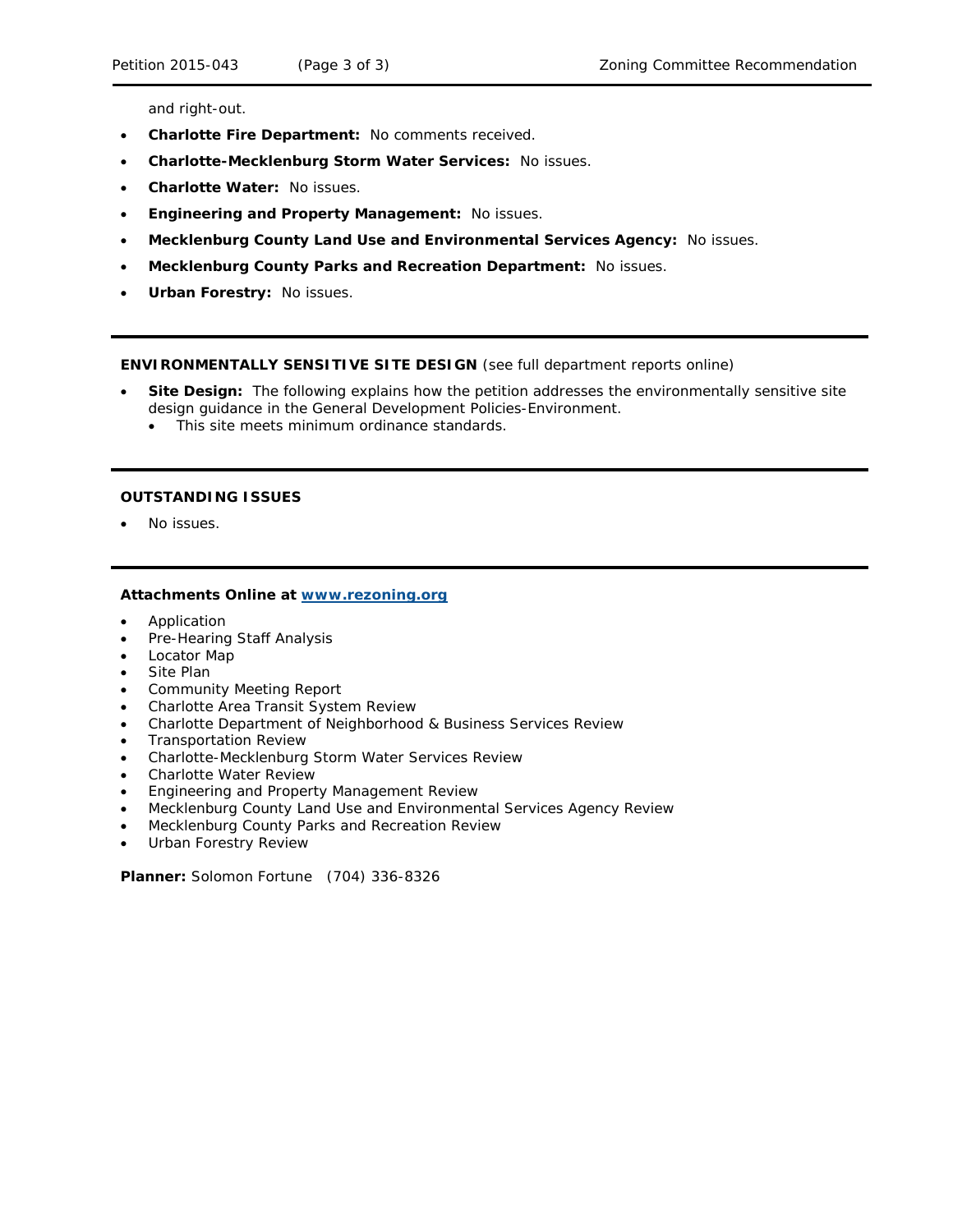and right-out.

- **Charlotte Fire Department:** No comments received.
- **Charlotte-Mecklenburg Storm Water Services:** No issues.
- **Charlotte Water:** No issues.
- **Engineering and Property Management:** No issues.
- **Mecklenburg County Land Use and Environmental Services Agency:** No issues.
- **Mecklenburg County Parks and Recreation Department:** No issues.
- **Urban Forestry:** No issues.

**ENVIRONMENTALLY SENSITIVE SITE DESIGN** (see full department reports online)

- **Site Design:** The following explains how the petition addresses the environmentally sensitive site design guidance in the General Development Policies-Environment.
  - This site meets minimum ordinance standards.

**OUTSTANDING ISSUES**

- No issues.

**Attachments Online at [www.rezoning.org](http://www.rezoning.org)**

- Application
- Pre-Hearing Staff Analysis
- Locator Map
- Site Plan
- Community Meeting Report
- Charlotte Area Transit System Review
- Charlotte Department of Neighborhood & Business Services Review
- Transportation Review
- Charlotte-Mecklenburg Storm Water Services Review
- Charlotte Water Review
- Engineering and Property Management Review
- Mecklenburg County Land Use and Environmental Services Agency Review
- Mecklenburg County Parks and Recreation Review
- Urban Forestry Review

**Planner:** Solomon Fortune (704) 336-8326